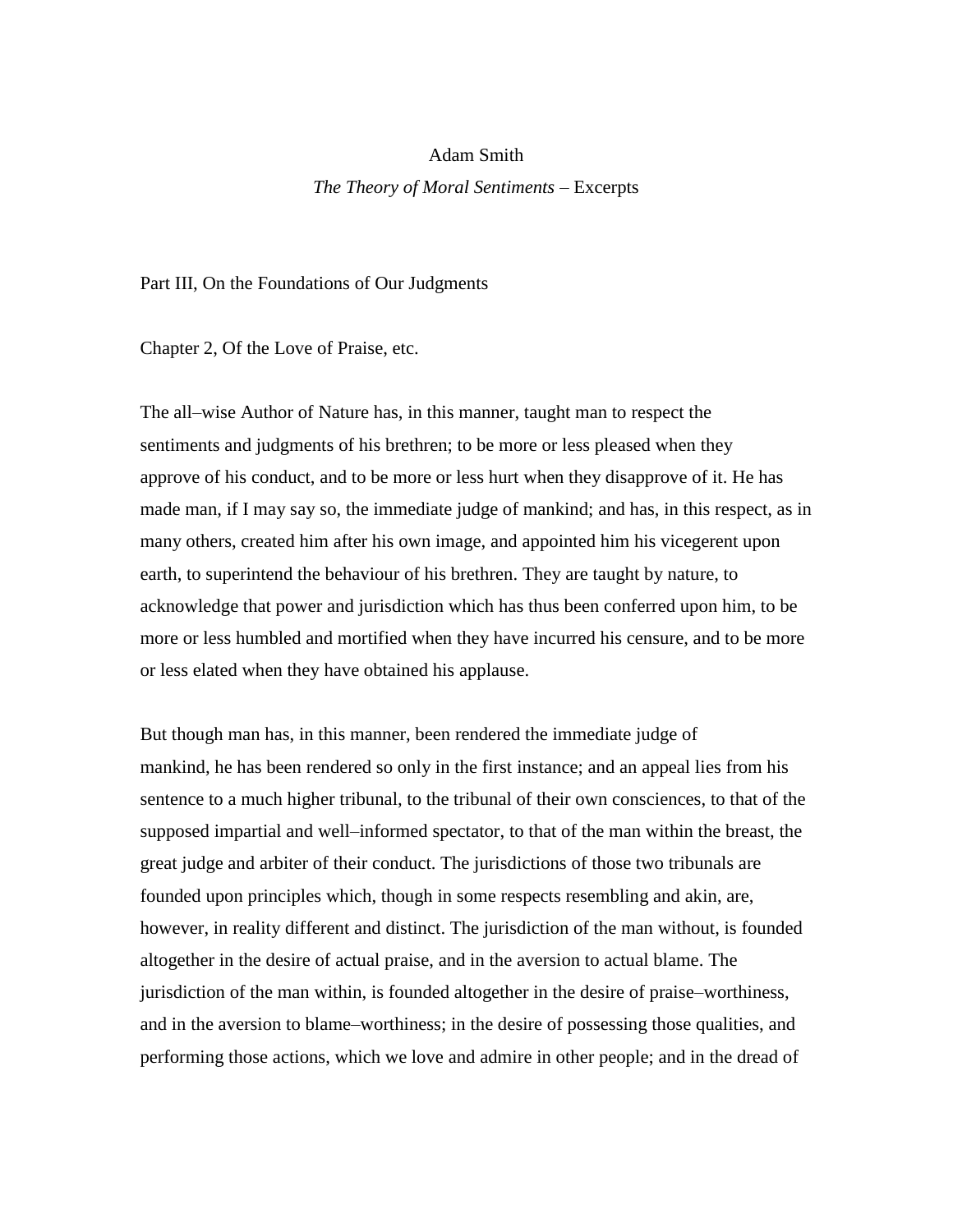Adam Smith

*The Theory of Moral Sentiments* – Excerpts

## Part III, On the Foundations of Our Judgments

### Chapter 2, Of the Love of Praise, etc.

The all–wise Author of Nature has, in this manner, taught man to respect the sentiments and judgments of his brethren; to be more or less pleased when they approve of his conduct, and to be more or less hurt when they disapprove of it. He has made man, if I may say so, the immediate judge of mankind; and has, in this respect, as in many others, created him after his own image, and appointed him his vicegerent upon earth, to superintend the behaviour of his brethren. They are taught by nature, to acknowledge that power and jurisdiction which has thus been conferred upon him, to be more or less humbled and mortified when they have incurred his censure, and to be more or less elated when they have obtained his applause.

But though man has, in this manner, been rendered the immediate judge of mankind, he has been rendered so only in the first instance; and an appeal lies from his sentence to a much higher tribunal, to the tribunal of their own consciences, to that of the supposed impartial and well–informed spectator, to that of the man within the breast, the great judge and arbiter of their conduct. The jurisdictions of those two tribunals are founded upon principles which, though in some respects resembling and akin, are, however, in reality different and distinct. The jurisdiction of the man without, is founded altogether in the desire of actual praise, and in the aversion to actual blame. The jurisdiction of the man within, is founded altogether in the desire of praise–worthiness, and in the aversion to blame–worthiness; in the desire of possessing those qualities, and performing those actions, which we love and admire in other people; and in the dread of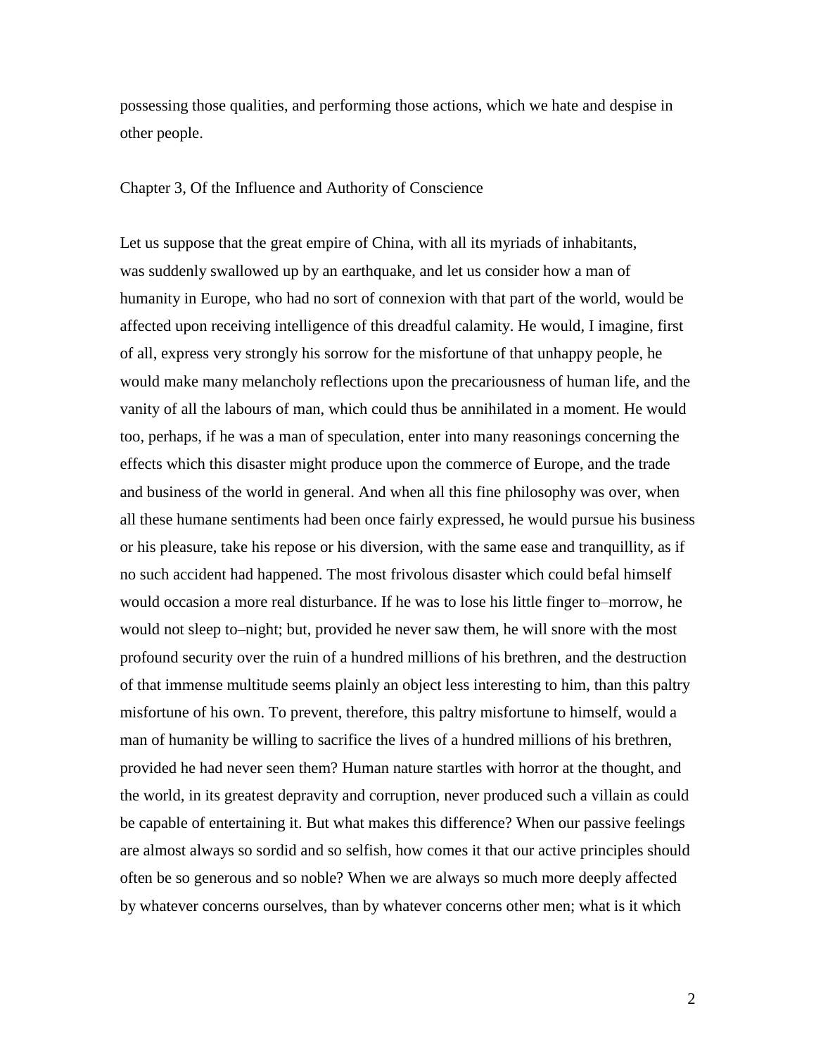possessing those qualities, and performing those actions, which we hate and despise in other people.

## Chapter 3, Of the Influence and Authority of Conscience

Let us suppose that the great empire of China, with all its myriads of inhabitants, was suddenly swallowed up by an earthquake, and let us consider how a man of humanity in Europe, who had no sort of connexion with that part of the world, would be affected upon receiving intelligence of this dreadful calamity. He would, I imagine, first of all, express very strongly his sorrow for the misfortune of that unhappy people, he would make many melancholy reflections upon the precariousness of human life, and the vanity of all the labours of man, which could thus be annihilated in a moment. He would too, perhaps, if he was a man of speculation, enter into many reasonings concerning the effects which this disaster might produce upon the commerce of Europe, and the trade and business of the world in general. And when all this fine philosophy was over, when all these humane sentiments had been once fairly expressed, he would pursue his business or his pleasure, take his repose or his diversion, with the same ease and tranquillity, as if no such accident had happened. The most frivolous disaster which could befal himself would occasion a more real disturbance. If he was to lose his little finger to–morrow, he would not sleep to–night; but, provided he never saw them, he will snore with the most profound security over the ruin of a hundred millions of his brethren, and the destruction of that immense multitude seems plainly an object less interesting to him, than this paltry misfortune of his own. To prevent, therefore, this paltry misfortune to himself, would a man of humanity be willing to sacrifice the lives of a hundred millions of his brethren, provided he had never seen them? Human nature startles with horror at the thought, and the world, in its greatest depravity and corruption, never produced such a villain as could be capable of entertaining it. But what makes this difference? When our passive feelings are almost always so sordid and so selfish, how comes it that our active principles should often be so generous and so noble? When we are always so much more deeply affected by whatever concerns ourselves, than by whatever concerns other men; what is it which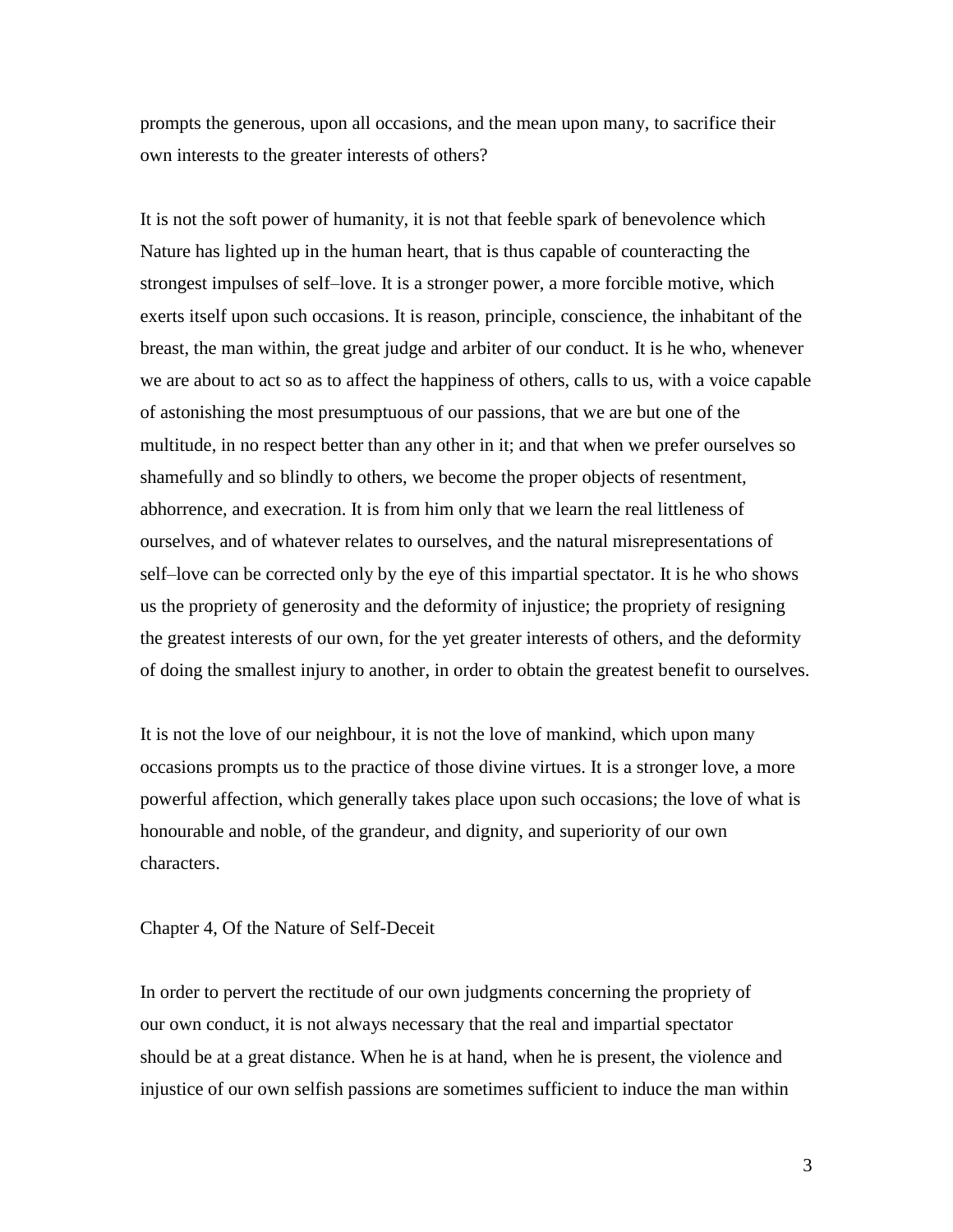prompts the generous, upon all occasions, and the mean upon many, to sacrifice their own interests to the greater interests of others?

It is not the soft power of humanity, it is not that feeble spark of benevolence which Nature has lighted up in the human heart, that is thus capable of counteracting the strongest impulses of self–love. It is a stronger power, a more forcible motive, which exerts itself upon such occasions. It is reason, principle, conscience, the inhabitant of the breast, the man within, the great judge and arbiter of our conduct. It is he who, whenever we are about to act so as to affect the happiness of others, calls to us, with a voice capable of astonishing the most presumptuous of our passions, that we are but one of the multitude, in no respect better than any other in it; and that when we prefer ourselves so shamefully and so blindly to others, we become the proper objects of resentment, abhorrence, and execration. It is from him only that we learn the real littleness of ourselves, and of whatever relates to ourselves, and the natural misrepresentations of self–love can be corrected only by the eye of this impartial spectator. It is he who shows us the propriety of generosity and the deformity of injustice; the propriety of resigning the greatest interests of our own, for the yet greater interests of others, and the deformity of doing the smallest injury to another, in order to obtain the greatest benefit to ourselves.

It is not the love of our neighbour, it is not the love of mankind, which upon many occasions prompts us to the practice of those divine virtues. It is a stronger love, a more powerful affection, which generally takes place upon such occasions; the love of what is honourable and noble, of the grandeur, and dignity, and superiority of our own characters.

## Chapter 4, Of the Nature of Self-Deceit

In order to pervert the rectitude of our own judgments concerning the propriety of our own conduct, it is not always necessary that the real and impartial spectator should be at a great distance. When he is at hand, when he is present, the violence and injustice of our own selfish passions are sometimes sufficient to induce the man within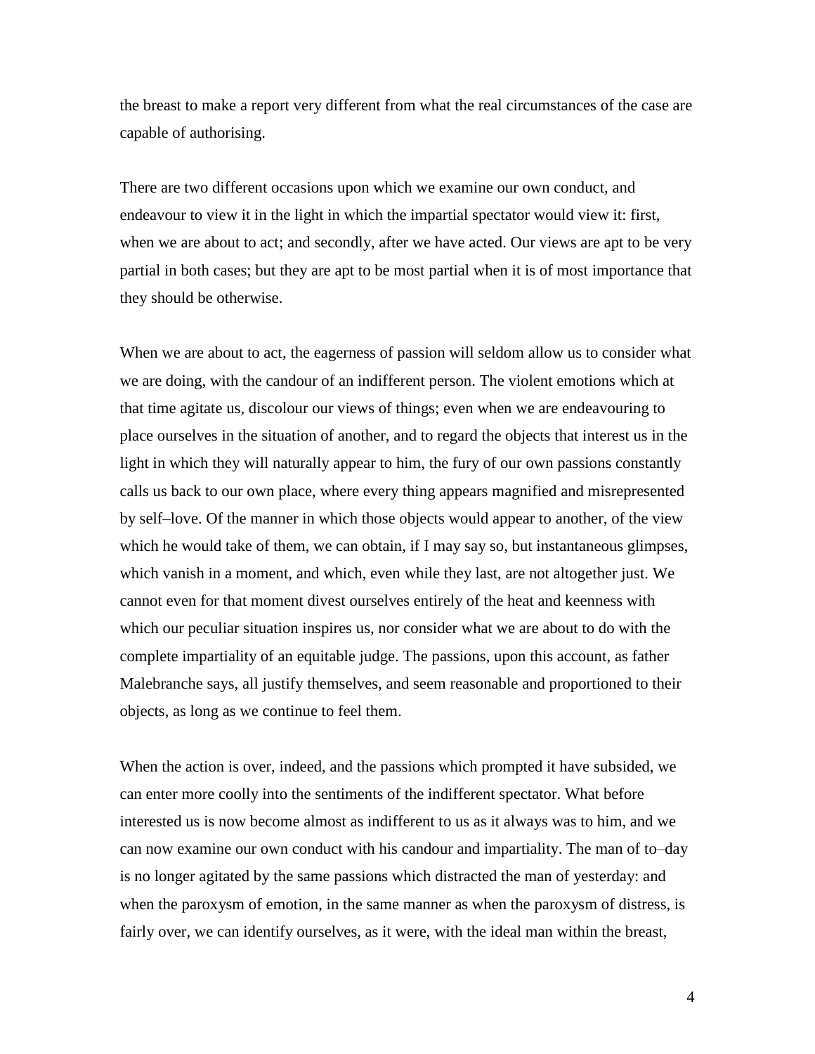the breast to make a report very different from what the real circumstances of the case are capable of authorising.

There are two different occasions upon which we examine our own conduct, and endeavour to view it in the light in which the impartial spectator would view it: first, when we are about to act; and secondly, after we have acted. Our views are apt to be very partial in both cases; but they are apt to be most partial when it is of most importance that they should be otherwise.

When we are about to act, the eagerness of passion will seldom allow us to consider what we are doing, with the candour of an indifferent person. The violent emotions which at that time agitate us, discolour our views of things; even when we are endeavouring to place ourselves in the situation of another, and to regard the objects that interest us in the light in which they will naturally appear to him, the fury of our own passions constantly calls us back to our own place, where every thing appears magnified and misrepresented by self–love. Of the manner in which those objects would appear to another, of the view which he would take of them, we can obtain, if I may say so, but instantaneous glimpses, which vanish in a moment, and which, even while they last, are not altogether just. We cannot even for that moment divest ourselves entirely of the heat and keenness with which our peculiar situation inspires us, nor consider what we are about to do with the complete impartiality of an equitable judge. The passions, upon this account, as father Malebranche says, all justify themselves, and seem reasonable and proportioned to their objects, as long as we continue to feel them.

When the action is over, indeed, and the passions which prompted it have subsided, we can enter more coolly into the sentiments of the indifferent spectator. What before interested us is now become almost as indifferent to us as it always was to him, and we can now examine our own conduct with his candour and impartiality. The man of to–day is no longer agitated by the same passions which distracted the man of yesterday: and when the paroxysm of emotion, in the same manner as when the paroxysm of distress, is fairly over, we can identify ourselves, as it were, with the ideal man within the breast,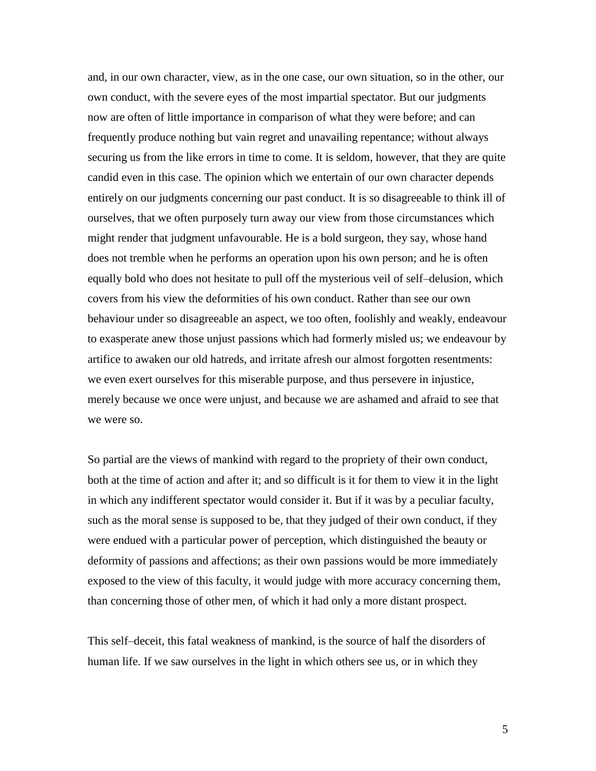and, in our own character, view, as in the one case, our own situation, so in the other, our own conduct, with the severe eyes of the most impartial spectator. But our judgments now are often of little importance in comparison of what they were before; and can frequently produce nothing but vain regret and unavailing repentance; without always securing us from the like errors in time to come. It is seldom, however, that they are quite candid even in this case. The opinion which we entertain of our own character depends entirely on our judgments concerning our past conduct. It is so disagreeable to think ill of ourselves, that we often purposely turn away our view from those circumstances which might render that judgment unfavourable. He is a bold surgeon, they say, whose hand does not tremble when he performs an operation upon his own person; and he is often equally bold who does not hesitate to pull off the mysterious veil of self–delusion, which covers from his view the deformities of his own conduct. Rather than see our own behaviour under so disagreeable an aspect, we too often, foolishly and weakly, endeavour to exasperate anew those unjust passions which had formerly misled us; we endeavour by artifice to awaken our old hatreds, and irritate afresh our almost forgotten resentments: we even exert ourselves for this miserable purpose, and thus persevere in injustice, merely because we once were unjust, and because we are ashamed and afraid to see that we were so.

So partial are the views of mankind with regard to the propriety of their own conduct, both at the time of action and after it; and so difficult is it for them to view it in the light in which any indifferent spectator would consider it. But if it was by a peculiar faculty, such as the moral sense is supposed to be, that they judged of their own conduct, if they were endued with a particular power of perception, which distinguished the beauty or deformity of passions and affections; as their own passions would be more immediately exposed to the view of this faculty, it would judge with more accuracy concerning them, than concerning those of other men, of which it had only a more distant prospect.

This self–deceit, this fatal weakness of mankind, is the source of half the disorders of human life. If we saw ourselves in the light in which others see us, or in which they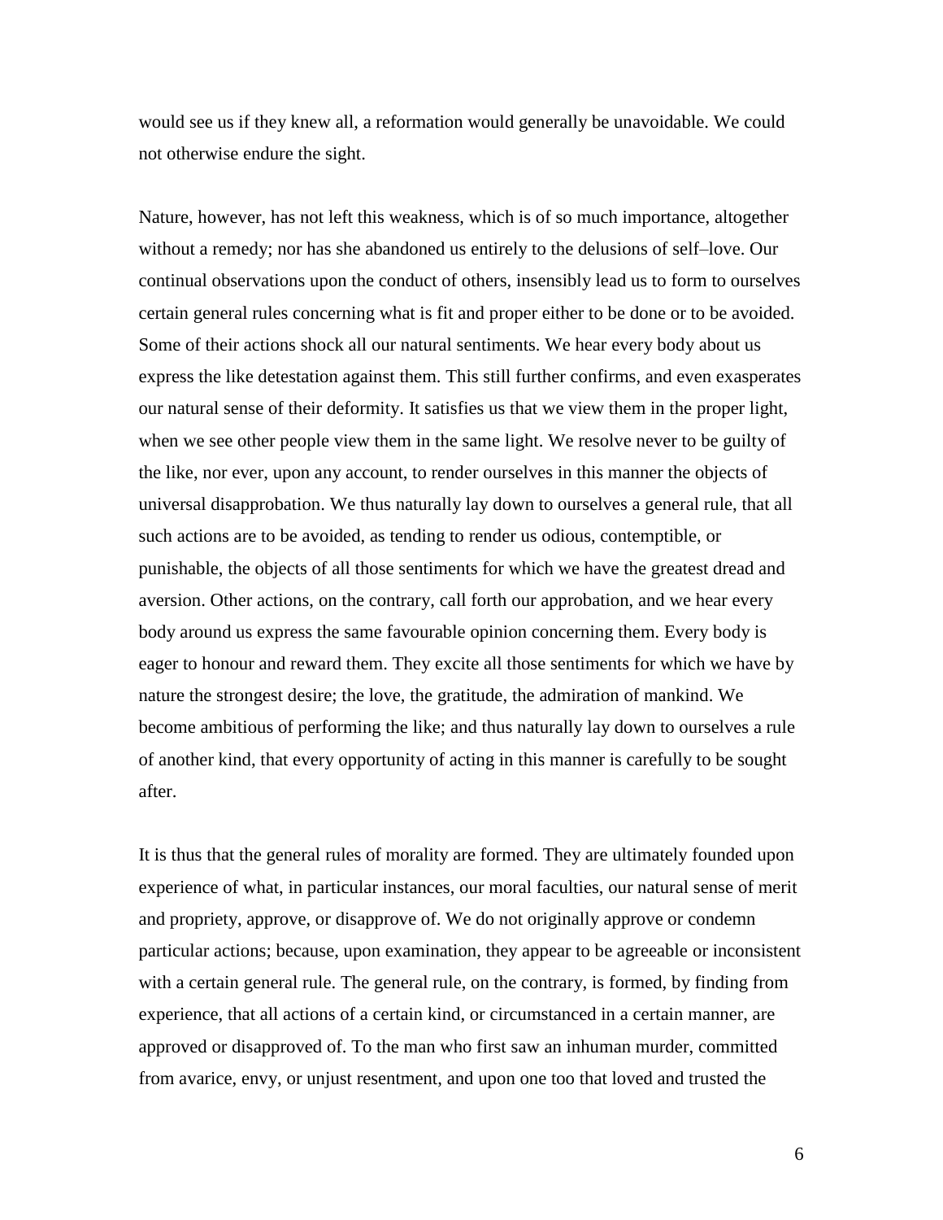would see us if they knew all, a reformation would generally be unavoidable. We could not otherwise endure the sight.

Nature, however, has not left this weakness, which is of so much importance, altogether without a remedy; nor has she abandoned us entirely to the delusions of self–love. Our continual observations upon the conduct of others, insensibly lead us to form to ourselves certain general rules concerning what is fit and proper either to be done or to be avoided. Some of their actions shock all our natural sentiments. We hear every body about us express the like detestation against them. This still further confirms, and even exasperates our natural sense of their deformity. It satisfies us that we view them in the proper light, when we see other people view them in the same light. We resolve never to be guilty of the like, nor ever, upon any account, to render ourselves in this manner the objects of universal disapprobation. We thus naturally lay down to ourselves a general rule, that all such actions are to be avoided, as tending to render us odious, contemptible, or punishable, the objects of all those sentiments for which we have the greatest dread and aversion. Other actions, on the contrary, call forth our approbation, and we hear every body around us express the same favourable opinion concerning them. Every body is eager to honour and reward them. They excite all those sentiments for which we have by nature the strongest desire; the love, the gratitude, the admiration of mankind. We become ambitious of performing the like; and thus naturally lay down to ourselves a rule of another kind, that every opportunity of acting in this manner is carefully to be sought after.

It is thus that the general rules of morality are formed. They are ultimately founded upon experience of what, in particular instances, our moral faculties, our natural sense of merit and propriety, approve, or disapprove of. We do not originally approve or condemn particular actions; because, upon examination, they appear to be agreeable or inconsistent with a certain general rule. The general rule, on the contrary, is formed, by finding from experience, that all actions of a certain kind, or circumstanced in a certain manner, are approved or disapproved of. To the man who first saw an inhuman murder, committed from avarice, envy, or unjust resentment, and upon one too that loved and trusted the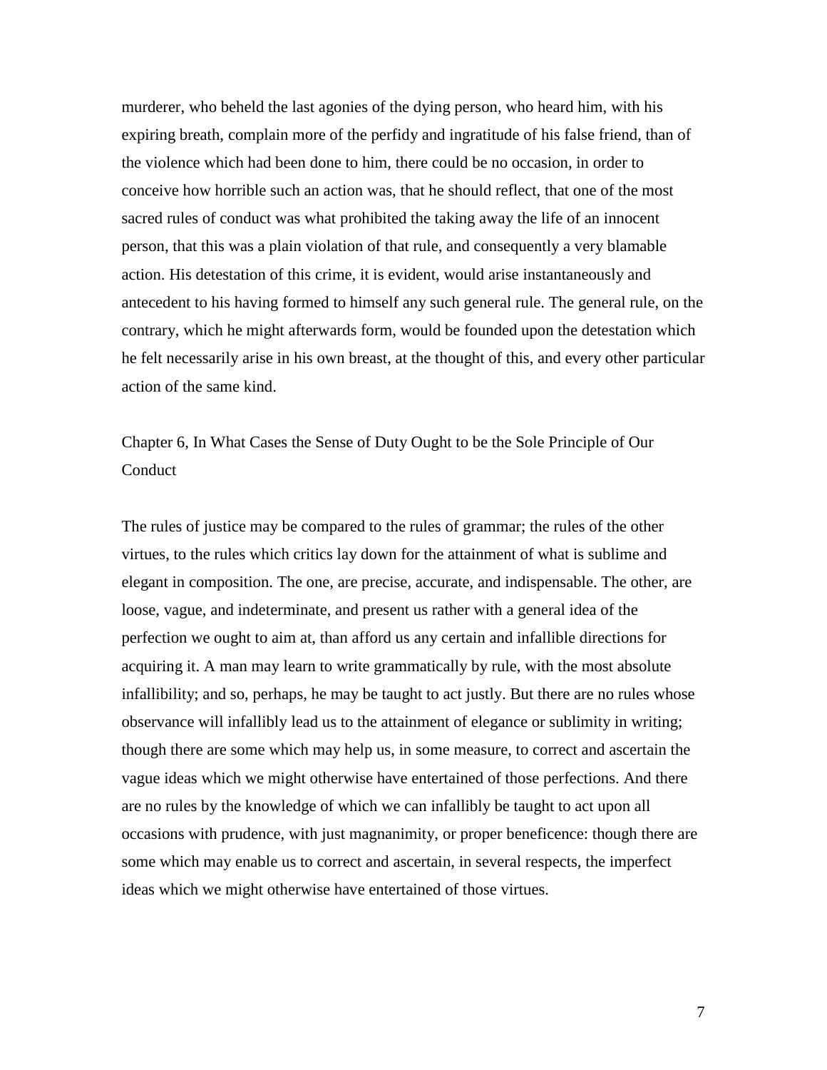murderer, who beheld the last agonies of the dying person, who heard him, with his expiring breath, complain more of the perfidy and ingratitude of his false friend, than of the violence which had been done to him, there could be no occasion, in order to conceive how horrible such an action was, that he should reflect, that one of the most sacred rules of conduct was what prohibited the taking away the life of an innocent person, that this was a plain violation of that rule, and consequently a very blamable action. His detestation of this crime, it is evident, would arise instantaneously and antecedent to his having formed to himself any such general rule. The general rule, on the contrary, which he might afterwards form, would be founded upon the detestation which he felt necessarily arise in his own breast, at the thought of this, and every other particular action of the same kind.

## Chapter 6, In What Cases the Sense of Duty Ought to be the Sole Principle of Our Conduct

The rules of justice may be compared to the rules of grammar; the rules of the other virtues, to the rules which critics lay down for the attainment of what is sublime and elegant in composition. The one, are precise, accurate, and indispensable. The other, are loose, vague, and indeterminate, and present us rather with a general idea of the perfection we ought to aim at, than afford us any certain and infallible directions for acquiring it. A man may learn to write grammatically by rule, with the most absolute infallibility; and so, perhaps, he may be taught to act justly. But there are no rules whose observance will infallibly lead us to the attainment of elegance or sublimity in writing; though there are some which may help us, in some measure, to correct and ascertain the vague ideas which we might otherwise have entertained of those perfections. And there are no rules by the knowledge of which we can infallibly be taught to act upon all occasions with prudence, with just magnanimity, or proper beneficence: though there are some which may enable us to correct and ascertain, in several respects, the imperfect ideas which we might otherwise have entertained of those virtues.